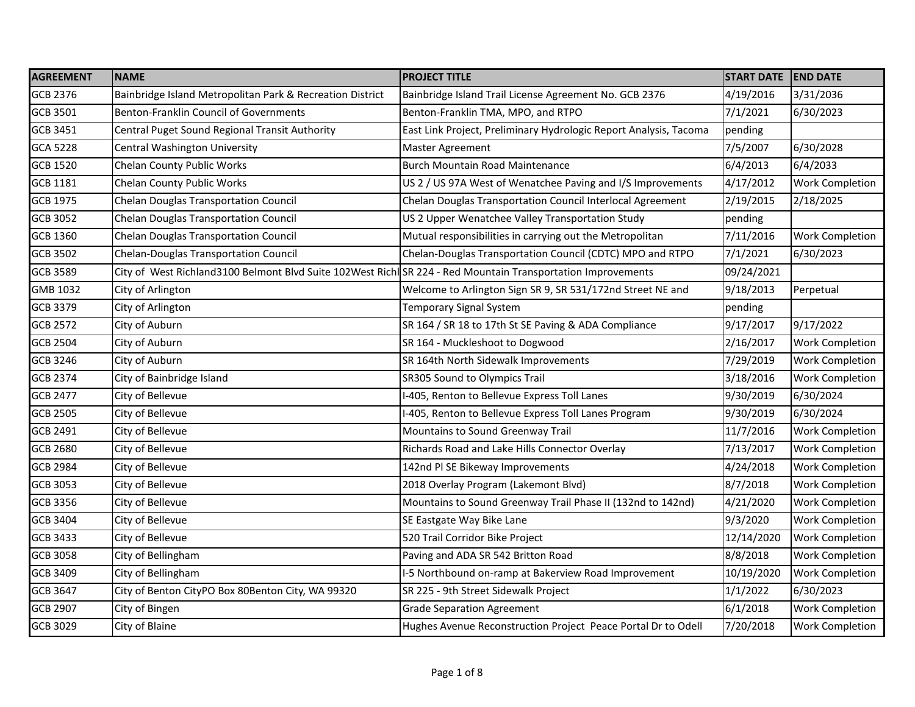| AGREEMENT | NAME | PROJECT TITLE | START DATE | END DATE |
|---|---|---|---|---|
| GCB 2376 | Bainbridge Island Metropolitan Park & Recreation District | Bainbridge Island Trail License Agreement No. GCB 2376 | 4/19/2016 | 3/31/2036 |
| GCB 3501 | Benton-Franklin Council of Governments | Benton-Franklin TMA, MPO, and RTPO | 7/1/2021 | 6/30/2023 |
| GCB 3451 | Central Puget Sound Regional Transit Authority | East Link Project, Preliminary Hydrologic Report Analysis, Tacoma | pending | |
| GCA 5228 | Central Washington University | Master Agreement | 7/5/2007 | 6/30/2028 |
| GCB 1520 | Chelan County Public Works | Burch Mountain Road Maintenance | 6/4/2013 | 6/4/2033 |
| GCB 1181 | Chelan County Public Works | US 2 / US 97A West of Wenatchee Paving and I/S Improvements | 4/17/2012 | Work Completion |
| GCB 1975 | Chelan Douglas Transportation Council | Chelan Douglas Transportation Council Interlocal Agreement | 2/19/2015 | 2/18/2025 |
| GCB 3052 | Chelan Douglas Transportation Council | US 2 Upper Wenatchee Valley Transportation Study | pending | |
| GCB 1360 | Chelan Douglas Transportation Council | Mutual responsibilities in carrying out the Metropolitan | 7/11/2016 | Work Completion |
| GCB 3502 | Chelan-Douglas Transportation Council | Chelan-Douglas Transportation Council (CDTC) MPO and RTPO | 7/1/2021 | 6/30/2023 |
| GCB 3589 | City of West Richland3100 Belmont Blvd Suite 102West Richl | SR 224 - Red Mountain Transportation Improvements | 09/24/2021 | |
| GMB 1032 | City of Arlington | Welcome to Arlington Sign SR 9, SR 531/172nd Street NE and | 9/18/2013 | Perpetual |
| GCB 3379 | City of Arlington | Temporary Signal System | pending | |
| GCB 2572 | City of Auburn | SR 164 / SR 18 to 17th St SE Paving & ADA Compliance | 9/17/2017 | 9/17/2022 |
| GCB 2504 | City of Auburn | SR 164 - Muckleshoot to Dogwood | 2/16/2017 | Work Completion |
| GCB 3246 | City of Auburn | SR 164th North Sidewalk Improvements | 7/29/2019 | Work Completion |
| GCB 2374 | City of Bainbridge Island | SR305 Sound to Olympics Trail | 3/18/2016 | Work Completion |
| GCB 2477 | City of Bellevue | I-405, Renton to Bellevue Express Toll Lanes | 9/30/2019 | 6/30/2024 |
| GCB 2505 | City of Bellevue | I-405, Renton to Bellevue Express Toll Lanes Program | 9/30/2019 | 6/30/2024 |
| GCB 2491 | City of Bellevue | Mountains to Sound Greenway Trail | 11/7/2016 | Work Completion |
| GCB 2680 | City of Bellevue | Richards Road and Lake Hills Connector Overlay | 7/13/2017 | Work Completion |
| GCB 2984 | City of Bellevue | 142nd Pl SE Bikeway Improvements | 4/24/2018 | Work Completion |
| GCB 3053 | City of Bellevue | 2018 Overlay Program (Lakemont Blvd) | 8/7/2018 | Work Completion |
| GCB 3356 | City of Bellevue | Mountains to Sound Greenway Trail Phase II (132nd to 142nd) | 4/21/2020 | Work Completion |
| GCB 3404 | City of Bellevue | SE Eastgate Way Bike Lane | 9/3/2020 | Work Completion |
| GCB 3433 | City of Bellevue | 520 Trail Corridor Bike Project | 12/14/2020 | Work Completion |
| GCB 3058 | City of Bellingham | Paving and ADA SR 542 Britton Road | 8/8/2018 | Work Completion |
| GCB 3409 | City of Bellingham | I-5 Northbound on-ramp at Bakerview Road Improvement | 10/19/2020 | Work Completion |
| GCB 3647 | City of Benton CityPO Box 80Benton City, WA 99320 | SR 225 - 9th Street Sidewalk Project | 1/1/2022 | 6/30/2023 |
| GCB 2907 | City of Bingen | Grade Separation Agreement | 6/1/2018 | Work Completion |
| GCB 3029 | City of Blaine | Hughes Avenue Reconstruction Project Peace Portal Dr to Odell | 7/20/2018 | Work Completion |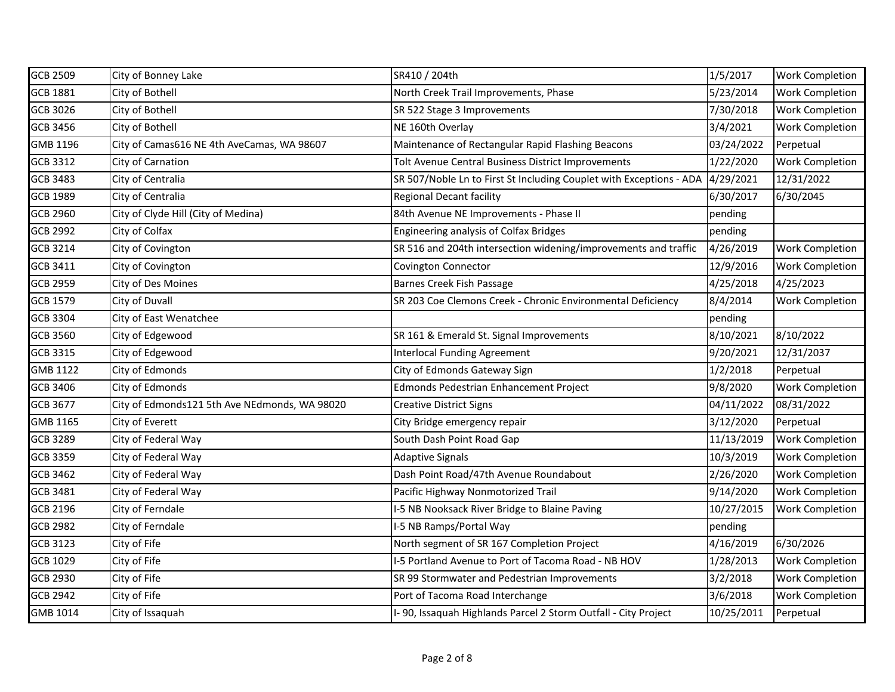| | | | | |
|---|---|---|---|---|
| GCB 2509 | City of Bonney Lake | SR410 / 204th | 1/5/2017 | Work Completion |
| GCB 1881 | City of Bothell | North Creek Trail Improvements, Phase | 5/23/2014 | Work Completion |
| GCB 3026 | City of Bothell | SR 522 Stage 3 Improvements | 7/30/2018 | Work Completion |
| GCB 3456 | City of Bothell | NE 160th Overlay | 3/4/2021 | Work Completion |
| GMB 1196 | City of Camas616 NE 4th AveCamas, WA 98607 | Maintenance of Rectangular Rapid Flashing Beacons | 03/24/2022 | Perpetual |
| GCB 3312 | City of Carnation | Tolt Avenue Central Business District Improvements | 1/22/2020 | Work Completion |
| GCB 3483 | City of Centralia | SR 507/Noble Ln to First St Including Couplet with Exceptions - ADA | 4/29/2021 | 12/31/2022 |
| GCB 1989 | City of Centralia | Regional Decant facility | 6/30/2017 | 6/30/2045 |
| GCB 2960 | City of Clyde Hill (City of Medina) | 84th Avenue NE Improvements - Phase II | pending | |
| GCB 2992 | City of Colfax | Engineering analysis of Colfax Bridges | pending | |
| GCB 3214 | City of Covington | SR 516 and 204th intersection widening/improvements and traffic | 4/26/2019 | Work Completion |
| GCB 3411 | City of Covington | Covington Connector | 12/9/2016 | Work Completion |
| GCB 2959 | City of Des Moines | Barnes Creek Fish Passage | 4/25/2018 | 4/25/2023 |
| GCB 1579 | City of Duvall | SR 203 Coe Clemons Creek - Chronic Environmental Deficiency | 8/4/2014 | Work Completion |
| GCB 3304 | City of East Wenatchee | | pending | |
| GCB 3560 | City of Edgewood | SR 161 & Emerald St. Signal Improvements | 8/10/2021 | 8/10/2022 |
| GCB 3315 | City of Edgewood | Interlocal Funding Agreement | 9/20/2021 | 12/31/2037 |
| GMB 1122 | City of Edmonds | City of Edmonds Gateway Sign | 1/2/2018 | Perpetual |
| GCB 3406 | City of Edmonds | Edmonds Pedestrian Enhancement Project | 9/8/2020 | Work Completion |
| GCB 3677 | City of Edmonds121 5th Ave NEdmonds, WA 98020 | Creative District Signs | 04/11/2022 | 08/31/2022 |
| GMB 1165 | City of Everett | City Bridge emergency repair | 3/12/2020 | Perpetual |
| GCB 3289 | City of Federal Way | South Dash Point Road Gap | 11/13/2019 | Work Completion |
| GCB 3359 | City of Federal Way | Adaptive Signals | 10/3/2019 | Work Completion |
| GCB 3462 | City of Federal Way | Dash Point Road/47th Avenue Roundabout | 2/26/2020 | Work Completion |
| GCB 3481 | City of Federal Way | Pacific Highway Nonmotorized Trail | 9/14/2020 | Work Completion |
| GCB 2196 | City of Ferndale | I-5 NB Nooksack River Bridge to Blaine Paving | 10/27/2015 | Work Completion |
| GCB 2982 | City of Ferndale | I-5 NB Ramps/Portal Way | pending | |
| GCB 3123 | City of Fife | North segment of SR 167 Completion Project | 4/16/2019 | 6/30/2026 |
| GCB 1029 | City of Fife | I-5 Portland Avenue to Port of Tacoma Road - NB HOV | 1/28/2013 | Work Completion |
| GCB 2930 | City of Fife | SR 99 Stormwater and Pedestrian Improvements | 3/2/2018 | Work Completion |
| GCB 2942 | City of Fife | Port of Tacoma Road Interchange | 3/6/2018 | Work Completion |
| GMB 1014 | City of Issaquah | I- 90, Issaquah Highlands Parcel 2 Storm Outfall - City Project | 10/25/2011 | Perpetual |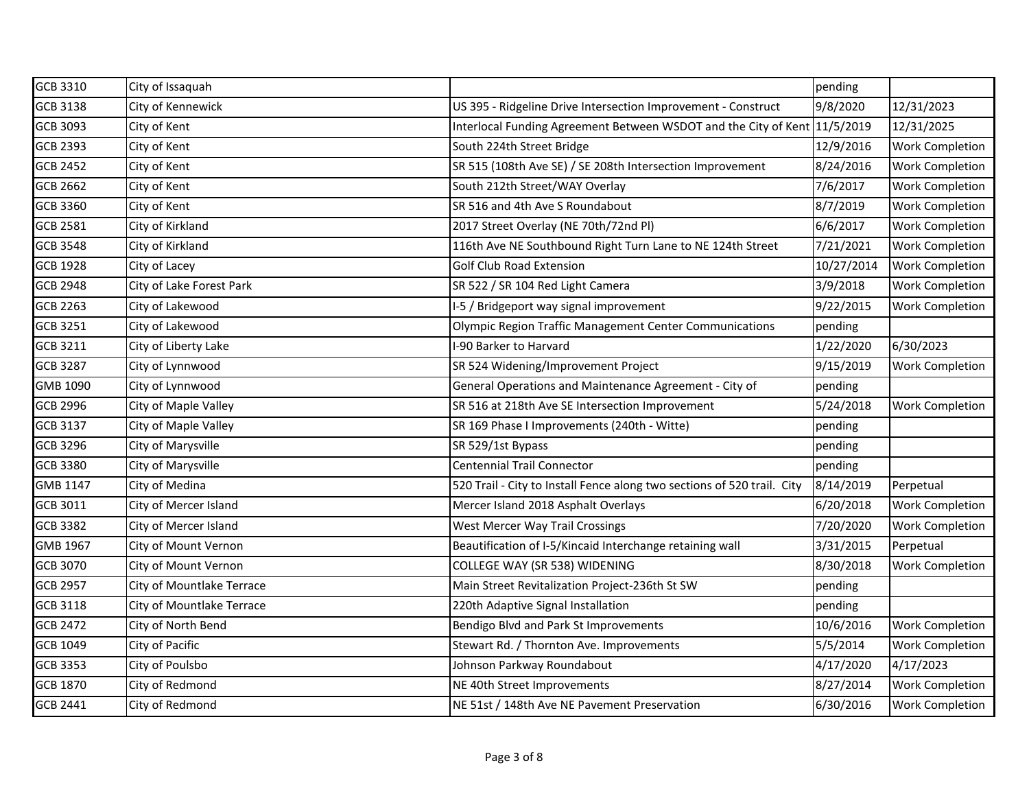| | | | | |
|---|---|---|---|---|
| GCB 3310 | City of Issaquah | | pending | |
| GCB 3138 | City of Kennewick | US 395 - Ridgeline Drive Intersection Improvement - Construct | 9/8/2020 | 12/31/2023 |
| GCB 3093 | City of Kent | Interlocal Funding Agreement Between WSDOT and the City of Kent | 11/5/2019 | 12/31/2025 |
| GCB 2393 | City of Kent | South 224th Street Bridge | 12/9/2016 | Work Completion |
| GCB 2452 | City of Kent | SR 515 (108th Ave SE) / SE 208th Intersection Improvement | 8/24/2016 | Work Completion |
| GCB 2662 | City of Kent | South 212th Street/WAY Overlay | 7/6/2017 | Work Completion |
| GCB 3360 | City of Kent | SR 516 and 4th Ave S Roundabout | 8/7/2019 | Work Completion |
| GCB 2581 | City of Kirkland | 2017 Street Overlay (NE 70th/72nd Pl) | 6/6/2017 | Work Completion |
| GCB 3548 | City of Kirkland | 116th Ave NE Southbound Right Turn Lane to NE 124th Street | 7/21/2021 | Work Completion |
| GCB 1928 | City of Lacey | Golf Club Road Extension | 10/27/2014 | Work Completion |
| GCB 2948 | City of Lake Forest Park | SR 522 / SR 104 Red Light Camera | 3/9/2018 | Work Completion |
| GCB 2263 | City of Lakewood | I-5 / Bridgeport way signal improvement | 9/22/2015 | Work Completion |
| GCB 3251 | City of Lakewood | Olympic Region Traffic Management Center Communications | pending | |
| GCB 3211 | City of Liberty Lake | I-90 Barker to Harvard | 1/22/2020 | 6/30/2023 |
| GCB 3287 | City of Lynnwood | SR 524 Widening/Improvement Project | 9/15/2019 | Work Completion |
| GMB 1090 | City of Lynnwood | General Operations and Maintenance Agreement - City of | pending | |
| GCB 2996 | City of Maple Valley | SR 516 at 218th Ave SE Intersection Improvement | 5/24/2018 | Work Completion |
| GCB 3137 | City of Maple Valley | SR 169 Phase I Improvements (240th - Witte) | pending | |
| GCB 3296 | City of Marysville | SR 529/1st Bypass | pending | |
| GCB 3380 | City of Marysville | Centennial Trail Connector | pending | |
| GMB 1147 | City of Medina | 520 Trail - City to Install Fence along two sections of 520 trail. City | 8/14/2019 | Perpetual |
| GCB 3011 | City of Mercer Island | Mercer Island 2018 Asphalt Overlays | 6/20/2018 | Work Completion |
| GCB 3382 | City of Mercer Island | West Mercer Way Trail Crossings | 7/20/2020 | Work Completion |
| GMB 1967 | City of Mount Vernon | Beautification of I-5/Kincaid Interchange retaining wall | 3/31/2015 | Perpetual |
| GCB 3070 | City of Mount Vernon | COLLEGE WAY (SR 538) WIDENING | 8/30/2018 | Work Completion |
| GCB 2957 | City of Mountlake Terrace | Main Street Revitalization Project-236th St SW | pending | |
| GCB 3118 | City of Mountlake Terrace | 220th Adaptive Signal Installation | pending | |
| GCB 2472 | City of North Bend | Bendigo Blvd and Park St Improvements | 10/6/2016 | Work Completion |
| GCB 1049 | City of Pacific | Stewart Rd. / Thornton Ave. Improvements | 5/5/2014 | Work Completion |
| GCB 3353 | City of Poulsbo | Johnson Parkway Roundabout | 4/17/2020 | 4/17/2023 |
| GCB 1870 | City of Redmond | NE 40th Street Improvements | 8/27/2014 | Work Completion |
| GCB 2441 | City of Redmond | NE 51st / 148th Ave NE Pavement Preservation | 6/30/2016 | Work Completion |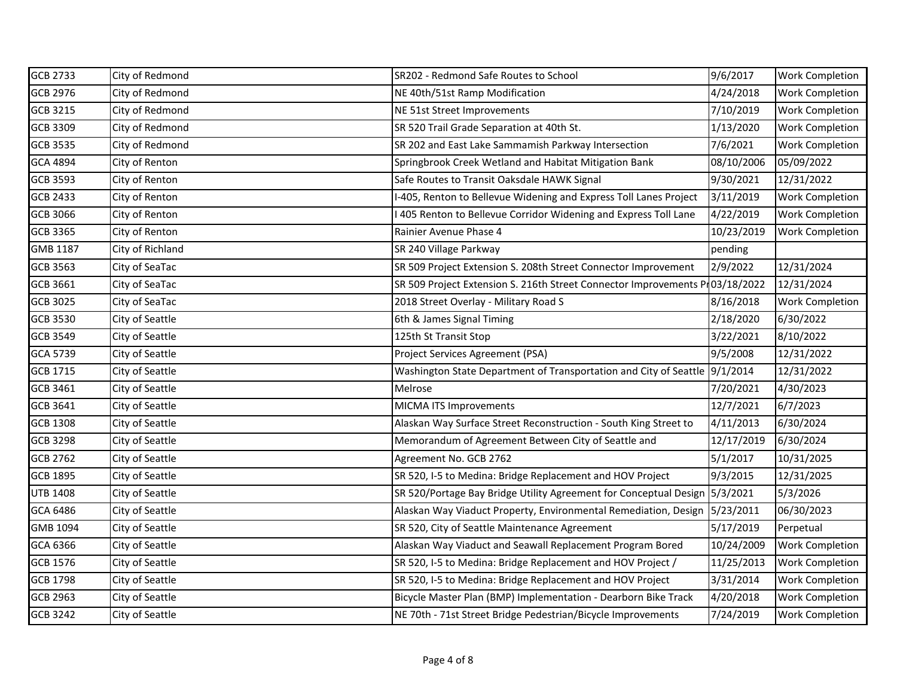| | | | | |
|---|---|---|---|---|
| GCB 2733 | City of Redmond | SR202 - Redmond Safe Routes to School | 9/6/2017 | Work Completion |
| GCB 2976 | City of Redmond | NE 40th/51st Ramp Modification | 4/24/2018 | Work Completion |
| GCB 3215 | City of Redmond | NE 51st Street Improvements | 7/10/2019 | Work Completion |
| GCB 3309 | City of Redmond | SR 520 Trail Grade Separation at 40th St. | 1/13/2020 | Work Completion |
| GCB 3535 | City of Redmond | SR 202 and East Lake Sammamish Parkway Intersection | 7/6/2021 | Work Completion |
| GCA 4894 | City of Renton | Springbrook Creek Wetland and Habitat Mitigation Bank | 08/10/2006 | 05/09/2022 |
| GCB 3593 | City of Renton | Safe Routes to Transit Oaksdale HAWK Signal | 9/30/2021 | 12/31/2022 |
| GCB 2433 | City of Renton | I-405, Renton to Bellevue Widening and Express Toll Lanes Project | 3/11/2019 | Work Completion |
| GCB 3066 | City of Renton | I 405 Renton to Bellevue Corridor Widening and Express Toll Lane | 4/22/2019 | Work Completion |
| GCB 3365 | City of Renton | Rainier Avenue Phase 4 | 10/23/2019 | Work Completion |
| GMB 1187 | City of Richland | SR 240 Village Parkway | pending | |
| GCB 3563 | City of SeaTac | SR 509 Project Extension S. 208th Street Connector Improvement | 2/9/2022 | 12/31/2024 |
| GCB 3661 | City of SeaTac | SR 509 Project Extension S. 216th Street Connector Improvements Pr | 03/18/2022 | 12/31/2024 |
| GCB 3025 | City of SeaTac | 2018 Street Overlay - Military Road S | 8/16/2018 | Work Completion |
| GCB 3530 | City of Seattle | 6th & James Signal Timing | 2/18/2020 | 6/30/2022 |
| GCB 3549 | City of Seattle | 125th St Transit Stop | 3/22/2021 | 8/10/2022 |
| GCA 5739 | City of Seattle | Project Services Agreement (PSA) | 9/5/2008 | 12/31/2022 |
| GCB 1715 | City of Seattle | Washington State Department of Transportation and City of Seattle | 9/1/2014 | 12/31/2022 |
| GCB 3461 | City of Seattle | Melrose | 7/20/2021 | 4/30/2023 |
| GCB 3641 | City of Seattle | MICMA ITS Improvements | 12/7/2021 | 6/7/2023 |
| GCB 1308 | City of Seattle | Alaskan Way Surface Street Reconstruction - South King Street to | 4/11/2013 | 6/30/2024 |
| GCB 3298 | City of Seattle | Memorandum of Agreement Between City of Seattle and | 12/17/2019 | 6/30/2024 |
| GCB 2762 | City of Seattle | Agreement No. GCB 2762 | 5/1/2017 | 10/31/2025 |
| GCB 1895 | City of Seattle | SR 520, I-5 to Medina: Bridge Replacement and HOV Project | 9/3/2015 | 12/31/2025 |
| UTB 1408 | City of Seattle | SR 520/Portage Bay Bridge Utility Agreement for Conceptual Design | 5/3/2021 | 5/3/2026 |
| GCA 6486 | City of Seattle | Alaskan Way Viaduct Property, Environmental Remediation, Design | 5/23/2011 | 06/30/2023 |
| GMB 1094 | City of Seattle | SR 520, City of Seattle Maintenance Agreement | 5/17/2019 | Perpetual |
| GCA 6366 | City of Seattle | Alaskan Way Viaduct and Seawall Replacement Program Bored | 10/24/2009 | Work Completion |
| GCB 1576 | City of Seattle | SR 520, I-5 to Medina: Bridge Replacement and HOV Project / | 11/25/2013 | Work Completion |
| GCB 1798 | City of Seattle | SR 520, I-5 to Medina: Bridge Replacement and HOV Project | 3/31/2014 | Work Completion |
| GCB 2963 | City of Seattle | Bicycle Master Plan (BMP) Implementation - Dearborn Bike Track | 4/20/2018 | Work Completion |
| GCB 3242 | City of Seattle | NE 70th - 71st Street Bridge Pedestrian/Bicycle Improvements | 7/24/2019 | Work Completion |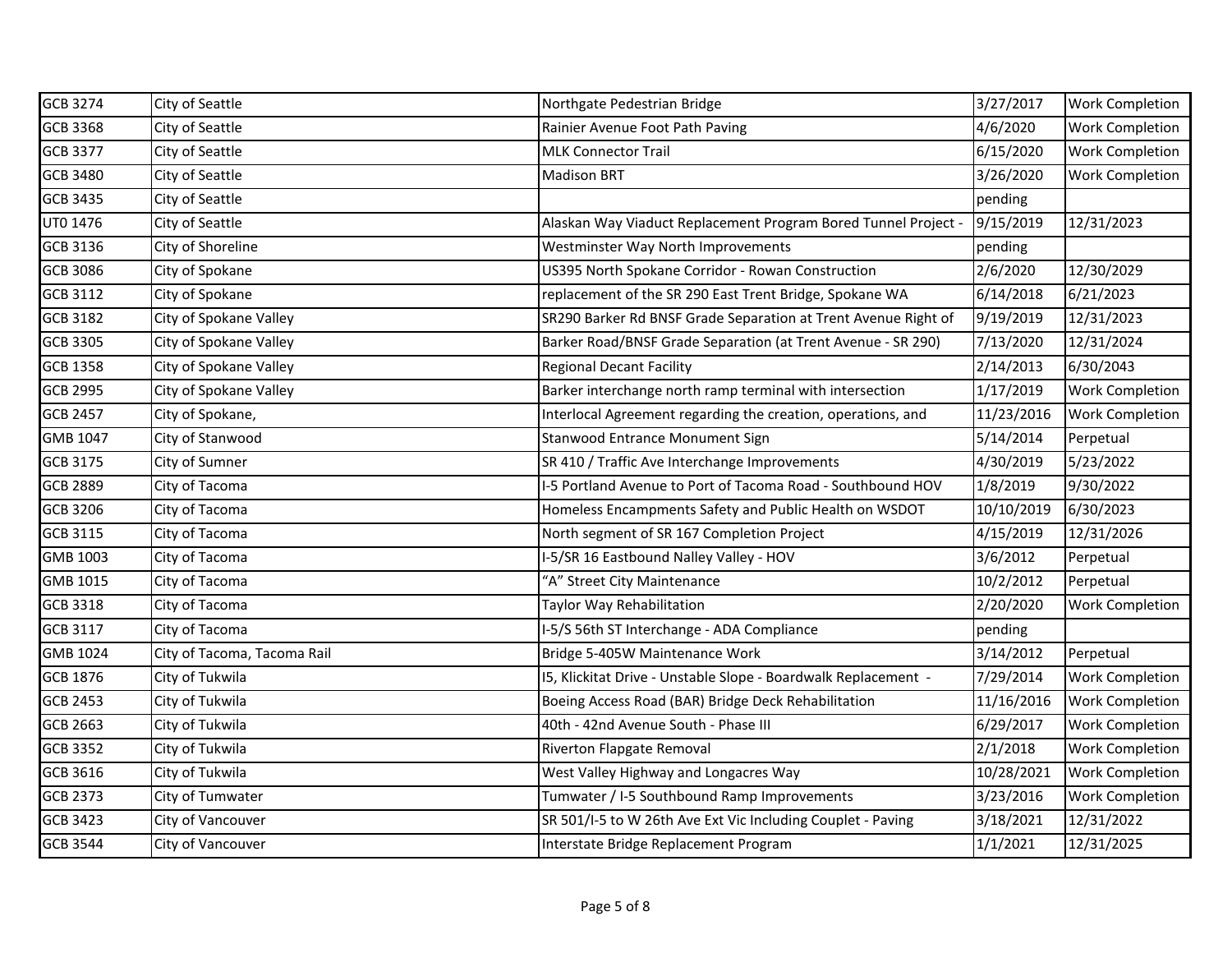| | | | | |
|---|---|---|---|---|
| GCB 3274 | City of Seattle | Northgate Pedestrian Bridge | 3/27/2017 | Work Completion |
| GCB 3368 | City of Seattle | Rainier Avenue Foot Path Paving | 4/6/2020 | Work Completion |
| GCB 3377 | City of Seattle | MLK Connector Trail | 6/15/2020 | Work Completion |
| GCB 3480 | City of Seattle | Madison BRT | 3/26/2020 | Work Completion |
| GCB 3435 | City of Seattle | | pending | |
| UT0 1476 | City of Seattle | Alaskan Way Viaduct Replacement Program Bored Tunnel Project - | 9/15/2019 | 12/31/2023 |
| GCB 3136 | City of Shoreline | Westminster Way North Improvements | pending | |
| GCB 3086 | City of Spokane | US395 North Spokane Corridor - Rowan Construction | 2/6/2020 | 12/30/2029 |
| GCB 3112 | City of Spokane | replacement of the SR 290 East Trent Bridge, Spokane WA | 6/14/2018 | 6/21/2023 |
| GCB 3182 | City of Spokane Valley | SR290 Barker Rd BNSF Grade Separation at Trent Avenue Right of | 9/19/2019 | 12/31/2023 |
| GCB 3305 | City of Spokane Valley | Barker Road/BNSF Grade Separation (at Trent Avenue - SR 290) | 7/13/2020 | 12/31/2024 |
| GCB 1358 | City of Spokane Valley | Regional Decant Facility | 2/14/2013 | 6/30/2043 |
| GCB 2995 | City of Spokane Valley | Barker interchange north ramp terminal with intersection | 1/17/2019 | Work Completion |
| GCB 2457 | City of Spokane, | Interlocal Agreement regarding the creation, operations, and | 11/23/2016 | Work Completion |
| GMB 1047 | City of Stanwood | Stanwood Entrance Monument Sign | 5/14/2014 | Perpetual |
| GCB 3175 | City of Sumner | SR 410 / Traffic Ave Interchange Improvements | 4/30/2019 | 5/23/2022 |
| GCB 2889 | City of Tacoma | I-5 Portland Avenue to Port of Tacoma Road - Southbound HOV | 1/8/2019 | 9/30/2022 |
| GCB 3206 | City of Tacoma | Homeless Encampments Safety and Public Health on WSDOT | 10/10/2019 | 6/30/2023 |
| GCB 3115 | City of Tacoma | North segment of SR 167 Completion Project | 4/15/2019 | 12/31/2026 |
| GMB 1003 | City of Tacoma | I-5/SR 16 Eastbound Nalley Valley - HOV | 3/6/2012 | Perpetual |
| GMB 1015 | City of Tacoma | "A" Street City Maintenance | 10/2/2012 | Perpetual |
| GCB 3318 | City of Tacoma | Taylor Way Rehabilitation | 2/20/2020 | Work Completion |
| GCB 3117 | City of Tacoma | I-5/S 56th ST Interchange - ADA Compliance | pending | |
| GMB 1024 | City of Tacoma, Tacoma Rail | Bridge 5-405W Maintenance Work | 3/14/2012 | Perpetual |
| GCB 1876 | City of Tukwila | I5, Klickitat Drive - Unstable Slope - Boardwalk Replacement - | 7/29/2014 | Work Completion |
| GCB 2453 | City of Tukwila | Boeing Access Road (BAR) Bridge Deck Rehabilitation | 11/16/2016 | Work Completion |
| GCB 2663 | City of Tukwila | 40th - 42nd Avenue South - Phase III | 6/29/2017 | Work Completion |
| GCB 3352 | City of Tukwila | Riverton Flapgate Removal | 2/1/2018 | Work Completion |
| GCB 3616 | City of Tukwila | West Valley Highway and Longacres Way | 10/28/2021 | Work Completion |
| GCB 2373 | City of Tumwater | Tumwater / I-5 Southbound Ramp Improvements | 3/23/2016 | Work Completion |
| GCB 3423 | City of Vancouver | SR 501/I-5 to W 26th Ave Ext Vic Including Couplet - Paving | 3/18/2021 | 12/31/2022 |
| GCB 3544 | City of Vancouver | Interstate Bridge Replacement Program | 1/1/2021 | 12/31/2025 |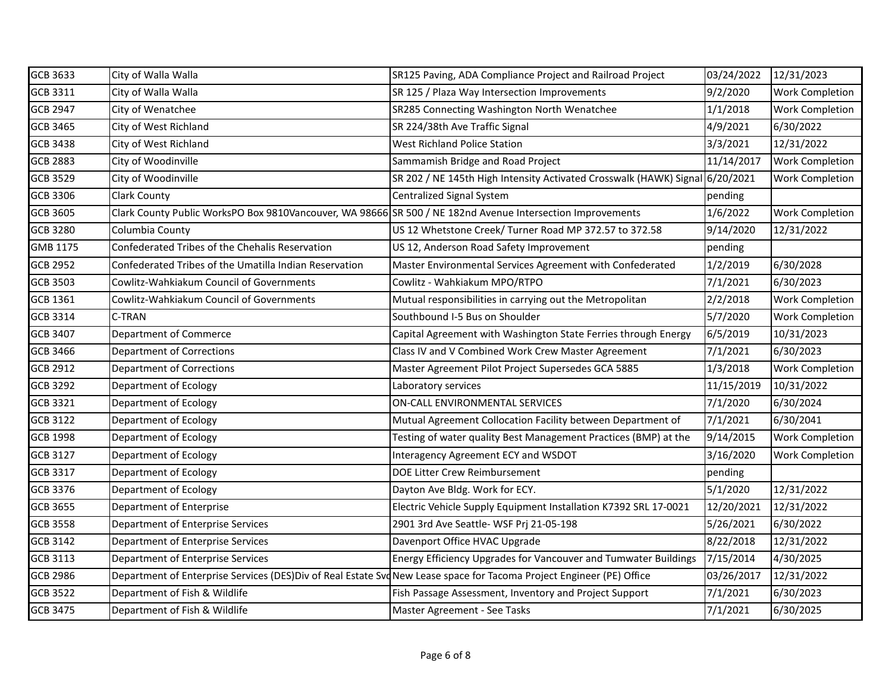| GCB 3633 | City of Walla Walla | SR125 Paving, ADA Compliance Project and Railroad Project | 03/24/2022 | 12/31/2023 |
|---|---|---|---|---|
| GCB 3311 | City of Walla Walla | SR 125 / Plaza Way Intersection Improvements | 9/2/2020 | Work Completion |
| GCB 2947 | City of Wenatchee | SR285 Connecting Washington North Wenatchee | 1/1/2018 | Work Completion |
| GCB 3465 | City of West Richland | SR 224/38th Ave Traffic Signal | 4/9/2021 | 6/30/2022 |
| GCB 3438 | City of West Richland | West Richland Police Station | 3/3/2021 | 12/31/2022 |
| GCB 2883 | City of Woodinville | Sammamish Bridge and Road Project | 11/14/2017 | Work Completion |
| GCB 3529 | City of Woodinville | SR 202 / NE 145th High Intensity Activated Crosswalk (HAWK) Signal | 6/20/2021 | Work Completion |
| GCB 3306 | Clark County | Centralized Signal System | pending | |
| GCB 3605 | Clark County Public WorksPO Box 9810Vancouver, WA 98666 | SR 500 / NE 182nd Avenue Intersection Improvements | 1/6/2022 | Work Completion |
| GCB 3280 | Columbia County | US 12 Whetstone Creek/ Turner Road MP 372.57 to 372.58 | 9/14/2020 | 12/31/2022 |
| GMB 1175 | Confederated Tribes of the Chehalis Reservation | US 12, Anderson Road Safety Improvement | pending | |
| GCB 2952 | Confederated Tribes of the Umatilla Indian Reservation | Master Environmental Services Agreement with Confederated | 1/2/2019 | 6/30/2028 |
| GCB 3503 | Cowlitz-Wahkiakum Council of Governments | Cowlitz - Wahkiakum MPO/RTPO | 7/1/2021 | 6/30/2023 |
| GCB 1361 | Cowlitz-Wahkiakum Council of Governments | Mutual responsibilities in carrying out the Metropolitan | 2/2/2018 | Work Completion |
| GCB 3314 | C-TRAN | Southbound I-5 Bus on Shoulder | 5/7/2020 | Work Completion |
| GCB 3407 | Department of Commerce | Capital Agreement with Washington State Ferries through Energy | 6/5/2019 | 10/31/2023 |
| GCB 3466 | Department of Corrections | Class IV and V Combined Work Crew Master Agreement | 7/1/2021 | 6/30/2023 |
| GCB 2912 | Department of Corrections | Master Agreement Pilot Project Supersedes GCA 5885 | 1/3/2018 | Work Completion |
| GCB 3292 | Department of Ecology | Laboratory services | 11/15/2019 | 10/31/2022 |
| GCB 3321 | Department of Ecology | ON-CALL ENVIRONMENTAL SERVICES | 7/1/2020 | 6/30/2024 |
| GCB 3122 | Department of Ecology | Mutual Agreement Collocation Facility between Department of | 7/1/2021 | 6/30/2041 |
| GCB 1998 | Department of Ecology | Testing of water quality Best Management Practices (BMP) at the | 9/14/2015 | Work Completion |
| GCB 3127 | Department of Ecology | Interagency Agreement ECY and WSDOT | 3/16/2020 | Work Completion |
| GCB 3317 | Department of Ecology | DOE Litter Crew Reimbursement | pending | |
| GCB 3376 | Department of Ecology | Dayton Ave Bldg. Work for ECY. | 5/1/2020 | 12/31/2022 |
| GCB 3655 | Department of Enterprise | Electric Vehicle Supply Equipment Installation K7392 SRL 17-0021 | 12/20/2021 | 12/31/2022 |
| GCB 3558 | Department of Enterprise Services | 2901 3rd Ave Seattle- WSF Prj 21-05-198 | 5/26/2021 | 6/30/2022 |
| GCB 3142 | Department of Enterprise Services | Davenport Office HVAC Upgrade | 8/22/2018 | 12/31/2022 |
| GCB 3113 | Department of Enterprise Services | Energy Efficiency Upgrades for Vancouver and Tumwater Buildings | 7/15/2014 | 4/30/2025 |
| GCB 2986 | Department of Enterprise Services (DES)Div of Real Estate Svc | New Lease space for Tacoma Project Engineer (PE) Office | 03/26/2017 | 12/31/2022 |
| GCB 3522 | Department of Fish & Wildlife | Fish Passage Assessment, Inventory and Project Support | 7/1/2021 | 6/30/2023 |
| GCB 3475 | Department of Fish & Wildlife | Master Agreement - See Tasks | 7/1/2021 | 6/30/2025 |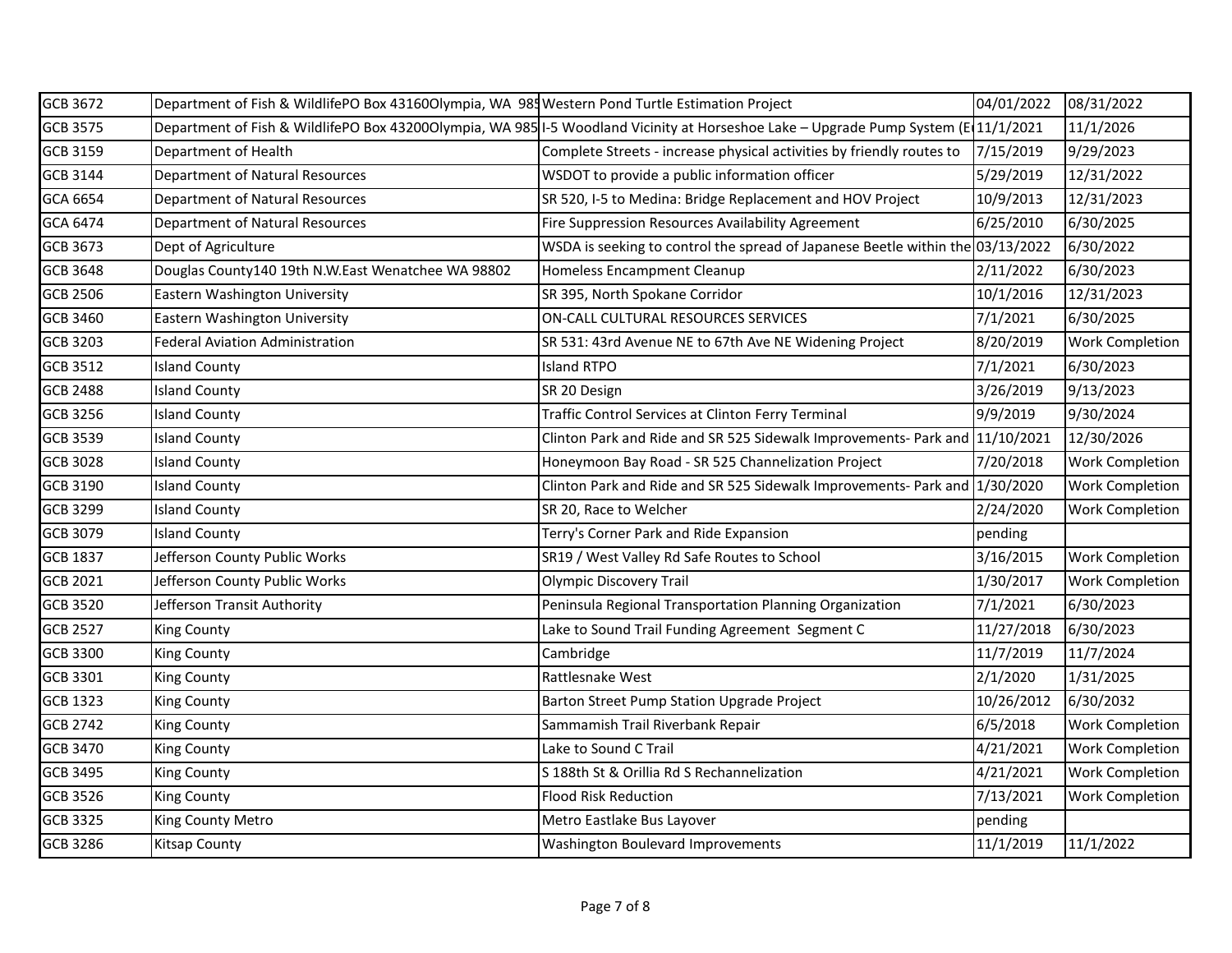| GCB 3672 | Department of Fish & WildlifePO Box 43160Olympia, WA 985 | Western Pond Turtle Estimation Project | 04/01/2022 | 08/31/2022 |
|---|---|---|---|---|
| GCB 3575 | Department of Fish & WildlifePO Box 43200Olympia, WA 985 | I-5 Woodland Vicinity at Horseshoe Lake – Upgrade Pump System (E | 11/1/2021 | 11/1/2026 |
| GCB 3159 | Department of Health | Complete Streets - increase physical activities by friendly routes to | 7/15/2019 | 9/29/2023 |
| GCB 3144 | Department of Natural Resources | WSDOT to provide a public information officer | 5/29/2019 | 12/31/2022 |
| GCA 6654 | Department of Natural Resources | SR 520, I-5 to Medina: Bridge Replacement and HOV Project | 10/9/2013 | 12/31/2023 |
| GCA 6474 | Department of Natural Resources | Fire Suppression Resources Availability Agreement | 6/25/2010 | 6/30/2025 |
| GCB 3673 | Dept of Agriculture | WSDA is seeking to control the spread of Japanese Beetle within the | 03/13/2022 | 6/30/2022 |
| GCB 3648 | Douglas County140 19th N.W.East Wenatchee WA 98802 | Homeless Encampment Cleanup | 2/11/2022 | 6/30/2023 |
| GCB 2506 | Eastern Washington University | SR 395, North Spokane Corridor | 10/1/2016 | 12/31/2023 |
| GCB 3460 | Eastern Washington University | ON-CALL CULTURAL RESOURCES SERVICES | 7/1/2021 | 6/30/2025 |
| GCB 3203 | Federal Aviation Administration | SR 531: 43rd Avenue NE to 67th Ave NE Widening Project | 8/20/2019 | Work Completion |
| GCB 3512 | Island County | Island RTPO | 7/1/2021 | 6/30/2023 |
| GCB 2488 | Island County | SR 20 Design | 3/26/2019 | 9/13/2023 |
| GCB 3256 | Island County | Traffic Control Services at Clinton Ferry Terminal | 9/9/2019 | 9/30/2024 |
| GCB 3539 | Island County | Clinton Park and Ride and SR 525 Sidewalk Improvements- Park and | 11/10/2021 | 12/30/2026 |
| GCB 3028 | Island County | Honeymoon Bay Road - SR 525 Channelization Project | 7/20/2018 | Work Completion |
| GCB 3190 | Island County | Clinton Park and Ride and SR 525 Sidewalk Improvements- Park and | 1/30/2020 | Work Completion |
| GCB 3299 | Island County | SR 20, Race to Welcher | 2/24/2020 | Work Completion |
| GCB 3079 | Island County | Terry's Corner Park and Ride Expansion | pending | |
| GCB 1837 | Jefferson County Public Works | SR19 / West Valley Rd Safe Routes to School | 3/16/2015 | Work Completion |
| GCB 2021 | Jefferson County Public Works | Olympic Discovery Trail | 1/30/2017 | Work Completion |
| GCB 3520 | Jefferson Transit Authority | Peninsula Regional Transportation Planning Organization | 7/1/2021 | 6/30/2023 |
| GCB 2527 | King County | Lake to Sound Trail Funding Agreement Segment C | 11/27/2018 | 6/30/2023 |
| GCB 3300 | King County | Cambridge | 11/7/2019 | 11/7/2024 |
| GCB 3301 | King County | Rattlesnake West | 2/1/2020 | 1/31/2025 |
| GCB 1323 | King County | Barton Street Pump Station Upgrade Project | 10/26/2012 | 6/30/2032 |
| GCB 2742 | King County | Sammamish Trail Riverbank Repair | 6/5/2018 | Work Completion |
| GCB 3470 | King County | Lake to Sound C Trail | 4/21/2021 | Work Completion |
| GCB 3495 | King County | S 188th St & Orillia Rd S Rechannelization | 4/21/2021 | Work Completion |
| GCB 3526 | King County | Flood Risk Reduction | 7/13/2021 | Work Completion |
| GCB 3325 | King County Metro | Metro Eastlake Bus Layover | pending | |
| GCB 3286 | Kitsap County | Washington Boulevard Improvements | 11/1/2019 | 11/1/2022 |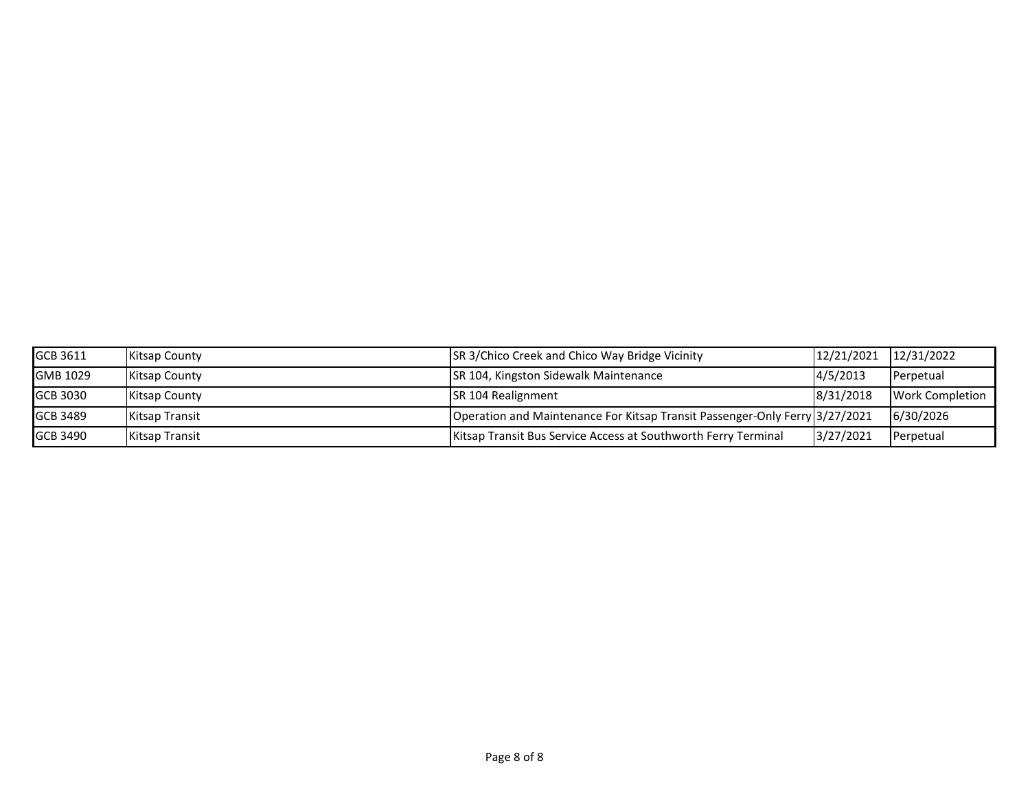| | | | | |
|---|---|---|---|---|
| GCB 3611 | Kitsap County | SR 3/Chico Creek and Chico Way Bridge Vicinity | 12/21/2021 | 12/31/2022 |
| GMB 1029 | Kitsap County | SR 104, Kingston Sidewalk Maintenance | 4/5/2013 | Perpetual |
| GCB 3030 | Kitsap County | SR 104 Realignment | 8/31/2018 | Work Completion |
| GCB 3489 | Kitsap Transit | Operation and Maintenance For Kitsap Transit Passenger-Only Ferry | 3/27/2021 | 6/30/2026 |
| GCB 3490 | Kitsap Transit | Kitsap Transit Bus Service Access at Southworth Ferry Terminal | 3/27/2021 | Perpetual |